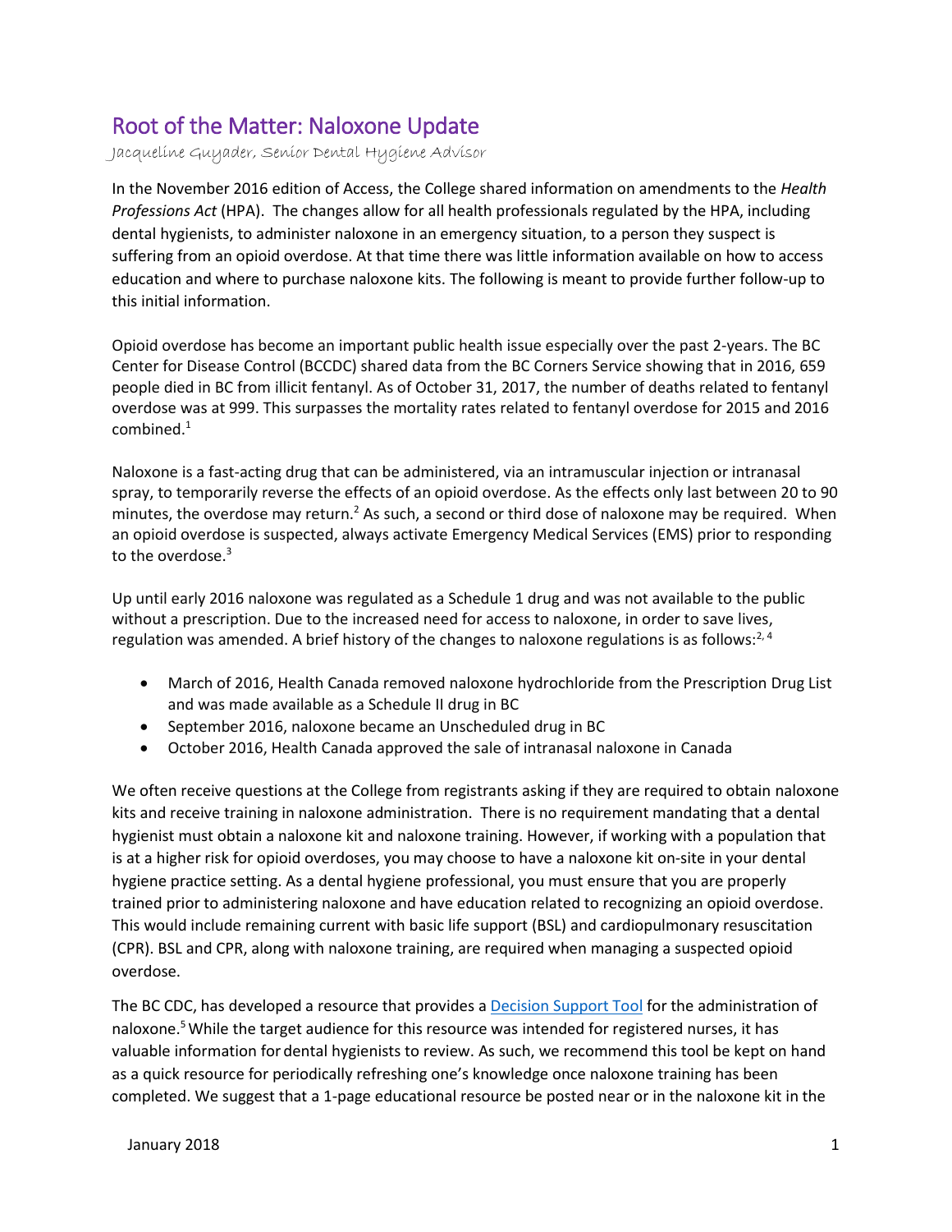# Root of the Matter: Naloxone Update

*Jacqueline Guyader, Senior Dental Hygiene Advisor*

In the November 2016 edition of Access, the College shared information on amendments to the *Health Professions Act* (HPA). The changes allow for all health professionals regulated by the HPA, including dental hygienists, to administer naloxone in an emergency situation, to a person they suspect is suffering from an opioid overdose. At that time there was little information available on how to access education and where to purchase naloxone kits. The following is meant to provide further follow-up to this initial information.

Opioid overdose has become an important public health issue especially over the past 2-years. The BC Center for Disease Control (BCCDC) shared data from the BC Corners Service showing that in 2016, 659 people died in BC from illicit fentanyl. As of October 31, 2017, the number of deaths related to fentanyl overdose was at 999. This surpasses the mortality rates related to fentanyl overdose for 2015 and 2016 combined.[1]

Naloxone is a fast-acting drug that can be administered, via an intramuscular injection or intranasal spray, to temporarily reverse the effects of an opioid overdose. As the effects only last between 20 to 90 minutes, the overdose may return.[2] As such, a second or third dose of naloxone may be required. When an opioid overdose is suspected, always activate Emergency Medical Services (EMS) prior to responding to the overdose.[3]

Up until early 2016 naloxone was regulated as a Schedule 1 drug and was not available to the public without a prescription. Due to the increased need for access to naloxone, in order to save lives, regulation was amended. A brief history of the changes to naloxone regulations is as follows:[2, 4]

- March of 2016, Health Canada removed naloxone hydrochloride from the Prescription Drug List and was made available as a Schedule II drug in BC
- September 2016, naloxone became an Unscheduled drug in BC
- October 2016, Health Canada approved the sale of intranasal naloxone in Canada

We often receive questions at the College from registrants asking if they are required to obtain naloxone kits and receive training in naloxone administration. There is no requirement mandating that a dental hygienist must obtain a naloxone kit and naloxone training. However, if working with a population that is at a higher risk for opioid overdoses, you may choose to have a naloxone kit on-site in your dental hygiene practice setting. As a dental hygiene professional, you must ensure that you are properly trained prior to administering naloxone and have education related to recognizing an opioid overdose. This would include remaining current with basic life support (BSL) and cardiopulmonary resuscitation (CPR). BSL and CPR, along with naloxone training, are required when managing a suspected opioid overdose.

The BC CDC, has developed a resource that provides a Decision Support Tool for the administration of naloxone.[5] While the target audience for this resource was intended for registered nurses, it has valuable information for dental hygienists to review. As such, we recommend this tool be kept on hand as a quick resource for periodically refreshing one's knowledge once naloxone training has been completed. We suggest that a 1-page educational resource be posted near or in the naloxone kit in the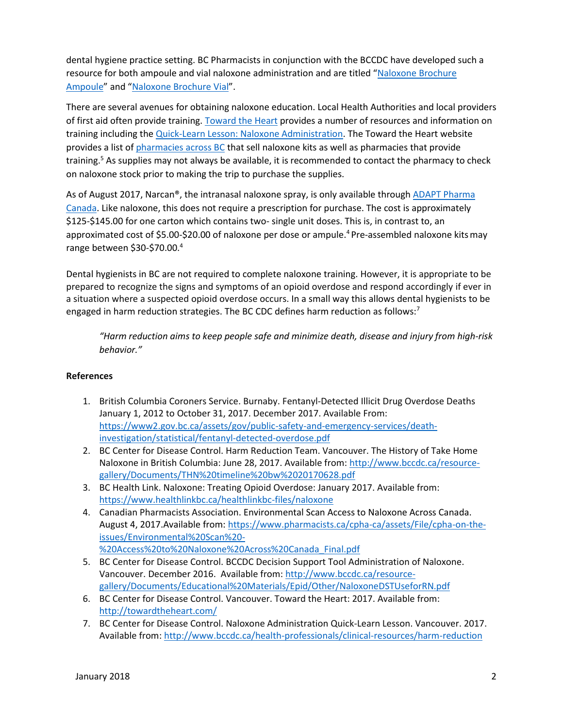dental hygiene practice setting. BC Pharmacists in conjunction with the BCCDC have developed such a resource for both ampoule and vial naloxone administration and are titled "Naloxone Brochure Ampoule" and "Naloxone Brochure Vial".

There are several avenues for obtaining naloxone education. Local Health Authorities and local providers of first aid often provide training. Toward the Heart provides a number of resources and information on training including the Quick-Learn Lesson: Naloxone Administration. The Toward the Heart website provides a list of pharmacies across BC that sell naloxone kits as well as pharmacies that provide training.[5] As supplies may not always be available, it is recommended to contact the pharmacy to check on naloxone stock prior to making the trip to purchase the supplies.

As of August 2017, Narcan®, the intranasal naloxone spray, is only available through ADAPT Pharma Canada. Like naloxone, this does not require a prescription for purchase. The cost is approximately $125-$145.00 for one carton which contains two- single unit doses. This is, in contrast to, an approximated cost of $5.00-$20.00 of naloxone per dose or ampule.[4] Pre-assembled naloxone kits may range between $30-$70.00.[4]

Dental hygienists in BC are not required to complete naloxone training. However, it is appropriate to be prepared to recognize the signs and symptoms of an opioid overdose and respond accordingly if ever in a situation where a suspected opioid overdose occurs. In a small way this allows dental hygienists to be engaged in harm reduction strategies. The BC CDC defines harm reduction as follows:[7]

> *"Harm reduction aims to keep people safe and minimize death, disease and injury from high-risk behavior."*

**References**

1. British Columbia Coroners Service. Burnaby. Fentanyl-Detected Illicit Drug Overdose Deaths January 1, 2012 to October 31, 2017. December 2017. Available From: https://www2.gov.bc.ca/assets/gov/public-safety-and-emergency-services/death-investigation/statistical/fentanyl-detected-overdose.pdf
2. BC Center for Disease Control. Harm Reduction Team. Vancouver. The History of Take Home Naloxone in British Columbia: June 28, 2017. Available from: http://www.bccdc.ca/resource-gallery/Documents/THN%20timeline%20bw%2020170628.pdf
3. BC Health Link. Naloxone: Treating Opioid Overdose: January 2017. Available from: https://www.healthlinkbc.ca/healthlinkbc-files/naloxone
4. Canadian Pharmacists Association. Environmental Scan Access to Naloxone Across Canada. August 4, 2017.Available from: https://www.pharmacists.ca/cpha-ca/assets/File/cpha-on-the-issues/Environmental%20Scan%20-%20Access%20to%20Naloxone%20Across%20Canada_Final.pdf
5. BC Center for Disease Control. BCCDC Decision Support Tool Administration of Naloxone. Vancouver. December 2016. Available from: http://www.bccdc.ca/resource-gallery/Documents/Educational%20Materials/Epid/Other/NaloxoneDSTUseforRN.pdf
6. BC Center for Disease Control. Vancouver. Toward the Heart: 2017. Available from: http://towardtheheart.com/
7. BC Center for Disease Control. Naloxone Administration Quick-Learn Lesson. Vancouver. 2017. Available from: http://www.bccdc.ca/health-professionals/clinical-resources/harm-reduction